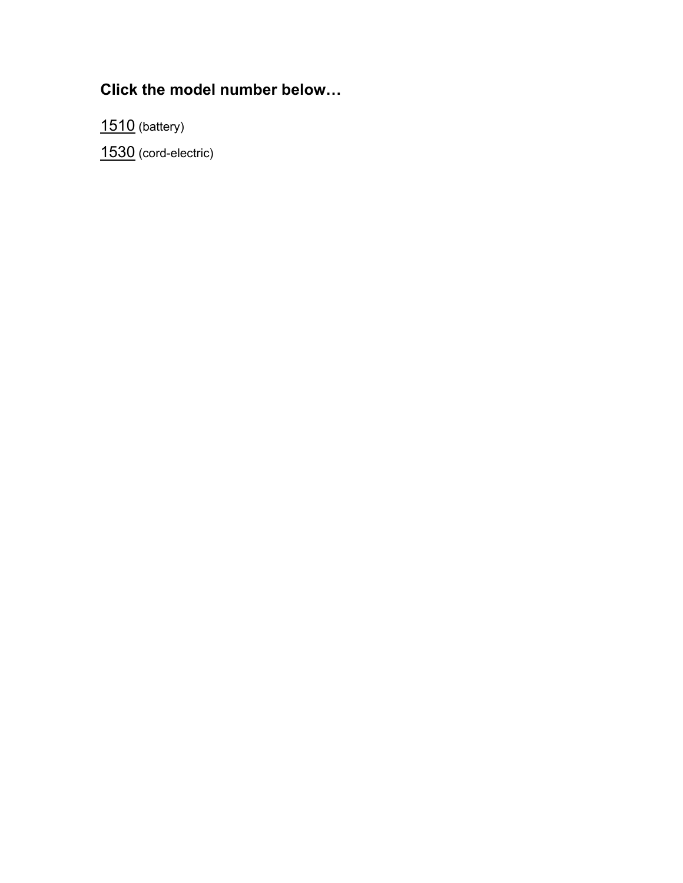**Click the model number below…**

1510 (battery)

1530 (cord-electric)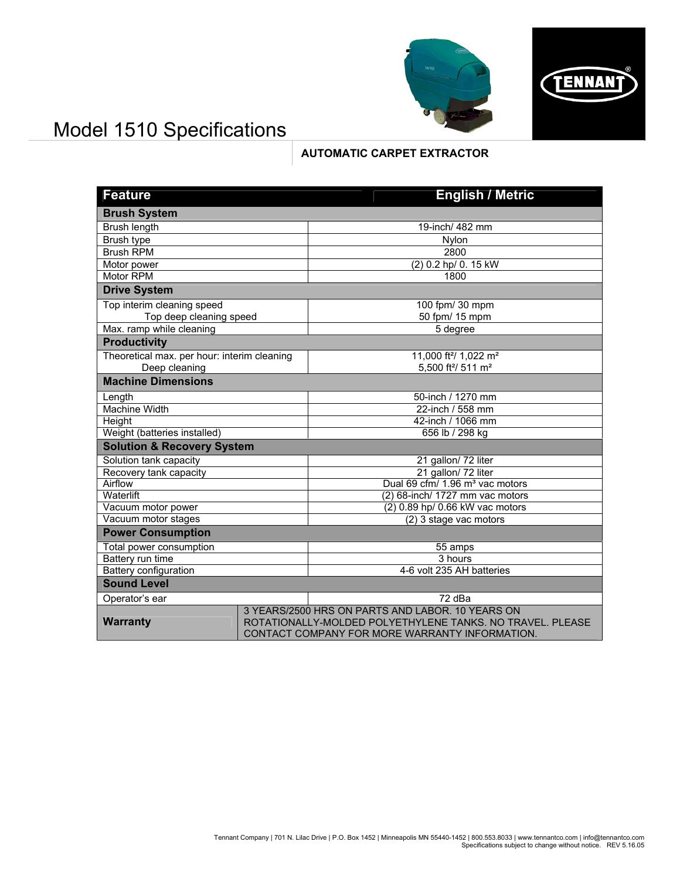# Model 1510 Specifications

**AUTOMATIC CARPET EXTRACTOR**

| Feature | English / Metric |
|---|---|
| **Brush System** | |
| Brush length | 19-inch/ 482 mm |
| Brush type | Nylon |
| Brush RPM | 2800 |
| Motor power | (2) 0.2 hp/ 0. 15 kW |
| Motor RPM | 1800 |
| **Drive System** | |
| Top interim cleaning speed<br>Top deep cleaning speed | 100 fpm/ 30 mpm<br>50 fpm/ 15 mpm |
| Max. ramp while cleaning | 5 degree |
| **Productivity** | |
| Theoretical max. per hour: interim cleaning<br>Deep cleaning | 11,000 ft²/ 1,022 m²<br>5,500 ft²/ 511 m² |
| **Machine Dimensions** | |
| Length | 50-inch / 1270 mm |
| Machine Width | 22-inch / 558 mm |
| Height | 42-inch / 1066 mm |
| Weight (batteries installed) | 656 lb / 298 kg |
| **Solution & Recovery System** | |
| Solution tank capacity | 21 gallon/ 72 liter |
| Recovery tank capacity | 21 gallon/ 72 liter |
| Airflow | Dual 69 cfm/ 1.96 m³ vac motors |
| Waterlift | (2) 68-inch/ 1727 mm vac motors |
| Vacuum motor power | (2) 0.89 hp/ 0.66 kW vac motors |
| Vacuum motor stages | (2) 3 stage vac motors |
| **Power Consumption** | |
| Total power consumption | 55 amps |
| Battery run time | 3 hours |
| Battery configuration | 4-6 volt 235 AH batteries |
| **Sound Level** | |
| Operator's ear | 72 dBa |
| **Warranty** | 3 YEARS/2500 HRS ON PARTS AND LABOR. 10 YEARS ON ROTATIONALLY-MOLDED POLYETHYLENE TANKS. NO TRAVEL. PLEASE CONTACT COMPANY FOR MORE WARRANTY INFORMATION. |

Tennant Company | 701 N. Lilac Drive | P.O. Box 1452 | Minneapolis MN 55440-1452 | 800.553.8033 | www.tennantco.com | info@tennantco.com
Specifications subject to change without notice. REV 5.16.05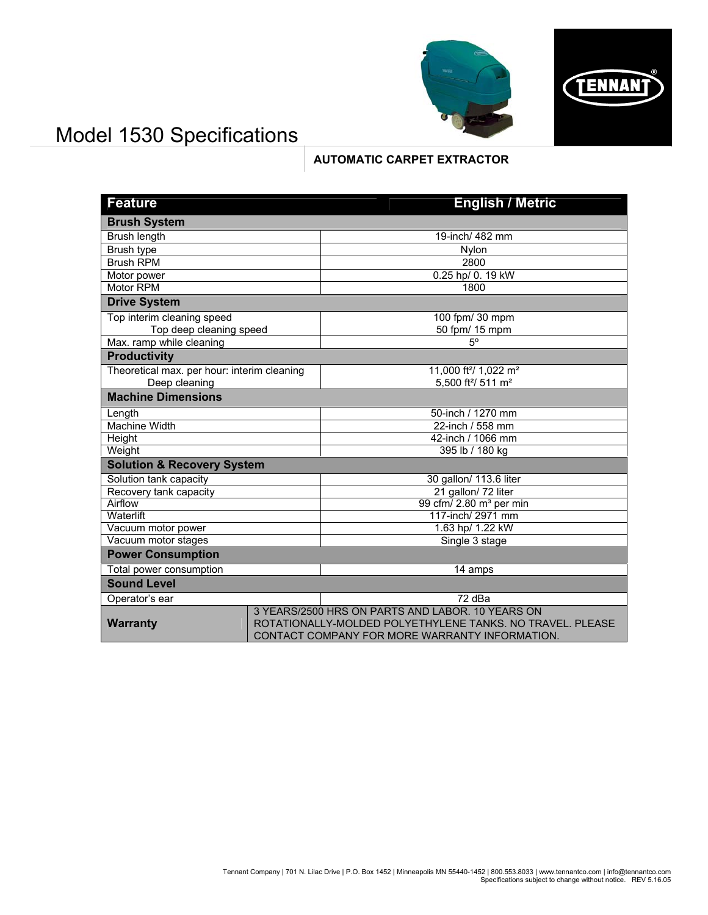# Model 1530 Specifications

**AUTOMATIC CARPET EXTRACTOR**

| Feature | English / Metric |
|---|---|
| **Brush System** | |
| Brush length | 19-inch/ 482 mm |
| Brush type | Nylon |
| Brush RPM | 2800 |
| Motor power | 0.25 hp/ 0. 19 kW |
| Motor RPM | 1800 |
| **Drive System** | |
| Top interim cleaning speed<br>Top deep cleaning speed | 100 fpm/ 30 mpm<br>50 fpm/ 15 mpm |
| Max. ramp while cleaning | 5º |
| **Productivity** | |
| Theoretical max. per hour: interim cleaning<br>Deep cleaning | 11,000 ft²/ 1,022 m²<br>5,500 ft²/ 511 m² |
| **Machine Dimensions** | |
| Length | 50-inch / 1270 mm |
| Machine Width | 22-inch / 558 mm |
| Height | 42-inch / 1066 mm |
| Weight | 395 lb / 180 kg |
| **Solution & Recovery System** | |
| Solution tank capacity | 30 gallon/ 113.6 liter |
| Recovery tank capacity | 21 gallon/ 72 liter |
| Airflow | 99 cfm/ 2.80 m³ per min |
| Waterlift | 117-inch/ 2971 mm |
| Vacuum motor power | 1.63 hp/ 1.22 kW |
| Vacuum motor stages | Single 3 stage |
| **Power Consumption** | |
| Total power consumption | 14 amps |
| **Sound Level** | |
| Operator's ear | 72 dBa |
| **Warranty** | 3 YEARS/2500 HRS ON PARTS AND LABOR. 10 YEARS ON ROTATIONALLY-MOLDED POLYETHYLENE TANKS. NO TRAVEL. PLEASE CONTACT COMPANY FOR MORE WARRANTY INFORMATION. |

Tennant Company | 701 N. Lilac Drive | P.O. Box 1452 | Minneapolis MN 55440-1452 | 800.553.8033 | www.tennantco.com | info@tennantco.com
Specifications subject to change without notice. REV 5.16.05